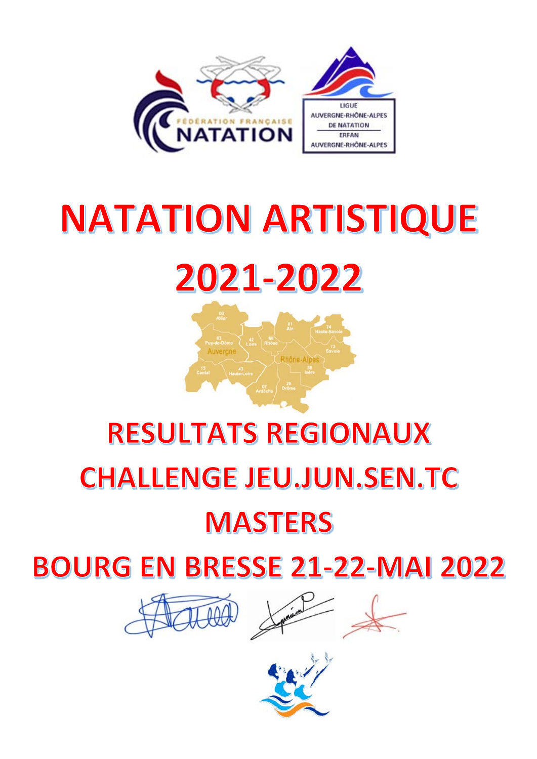# NATATION ARTISTIQUE

# 2021-2022

## RESULTATS REGIONAUX

## CHALLENGE JEU.JUN.SEN.TC

## MASTERS

## BOURG EN BRESSE 21-22-MAI 2022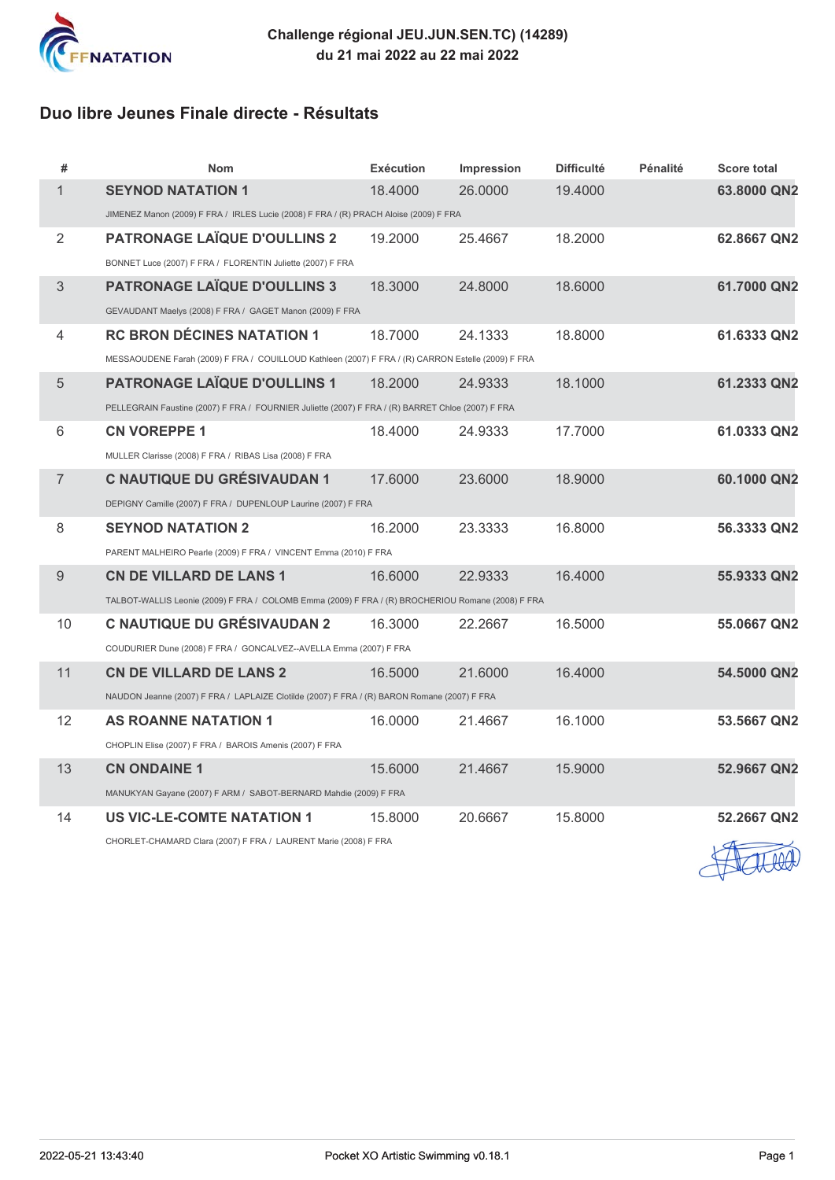**Challenge régional JEU.JUN.SEN.TC) (14289)**
**du 21 mai 2022 au 22 mai 2022**

## Duo libre Jeunes Finale directe - Résultats

| # | Nom | Exécution | Impression | Difficulté | Pénalité | Score total |
|---|---|---|---|---|---|---|
| 1 | **SEYNOD NATATION 1** | 18.4000 | 26.0000 | 19.4000 | | **63.8000 QN2** |
| | JIMENEZ Manon (2009) F FRA / IRLES Lucie (2008) F FRA / (R) PRACH Aloise (2009) F FRA | | | | | |
| 2 | **PATRONAGE LAÏQUE D'OULLINS 2** | 19.2000 | 25.4667 | 18.2000 | | **62.8667 QN2** |
| | BONNET Luce (2007) F FRA / FLORENTIN Juliette (2007) F FRA | | | | | |
| 3 | **PATRONAGE LAÏQUE D'OULLINS 3** | 18.3000 | 24.8000 | 18.6000 | | **61.7000 QN2** |
| | GEVAUDANT Maelys (2008) F FRA / GAGET Manon (2009) F FRA | | | | | |
| 4 | **RC BRON DÉCINES NATATION 1** | 18.7000 | 24.1333 | 18.8000 | | **61.6333 QN2** |
| | MESSAOUDENE Farah (2009) F FRA / COUILLOUD Kathleen (2007) F FRA / (R) CARRON Estelle (2009) F FRA | | | | | |
| 5 | **PATRONAGE LAÏQUE D'OULLINS 1** | 18.2000 | 24.9333 | 18.1000 | | **61.2333 QN2** |
| | PELLEGRAIN Faustine (2007) F FRA / FOURNIER Juliette (2007) F FRA / (R) BARRET Chloe (2007) F FRA | | | | | |
| 6 | **CN VOREPPE 1** | 18.4000 | 24.9333 | 17.7000 | | **61.0333 QN2** |
| | MULLER Clarisse (2008) F FRA / RIBAS Lisa (2008) F FRA | | | | | |
| 7 | **C NAUTIQUE DU GRÉSIVAUDAN 1** | 17.6000 | 23.6000 | 18.9000 | | **60.1000 QN2** |
| | DEPIGNY Camille (2007) F FRA / DUPENLOUP Laurine (2007) F FRA | | | | | |
| 8 | **SEYNOD NATATION 2** | 16.2000 | 23.3333 | 16.8000 | | **56.3333 QN2** |
| | PARENT MALHEIRO Pearle (2009) F FRA / VINCENT Emma (2010) F FRA | | | | | |
| 9 | **CN DE VILLARD DE LANS 1** | 16.6000 | 22.9333 | 16.4000 | | **55.9333 QN2** |
| | TALBOT-WALLIS Leonie (2009) F FRA / COLOMB Emma (2009) F FRA / (R) BROCHERIOU Romane (2008) F FRA | | | | | |
| 10 | **C NAUTIQUE DU GRÉSIVAUDAN 2** | 16.3000 | 22.2667 | 16.5000 | | **55.0667 QN2** |
| | COUDURIER Dune (2008) F FRA / GONCALVEZ--AVELLA Emma (2007) F FRA | | | | | |
| 11 | **CN DE VILLARD DE LANS 2** | 16.5000 | 21.6000 | 16.4000 | | **54.5000 QN2** |
| | NAUDON Jeanne (2007) F FRA / LAPLAIZE Clotilde (2007) F FRA / (R) BARON Romane (2007) F FRA | | | | | |
| 12 | **AS ROANNE NATATION 1** | 16.0000 | 21.4667 | 16.1000 | | **53.5667 QN2** |
| | CHOPLIN Elise (2007) F FRA / BAROIS Amenis (2007) F FRA | | | | | |
| 13 | **CN ONDAINE 1** | 15.6000 | 21.4667 | 15.9000 | | **52.9667 QN2** |
| | MANUKYAN Gayane (2007) F ARM / SABOT-BERNARD Mahdie (2009) F FRA | | | | | |
| 14 | **US VIC-LE-COMTE NATATION 1** | 15.8000 | 20.6667 | 15.8000 | | **52.2667 QN2** |
| | CHORLET-CHAMARD Clara (2007) F FRA / LAURENT Marie (2008) F FRA | | | | | |

2022-05-21 13:43:40 Pocket XO Artistic Swimming v0.18.1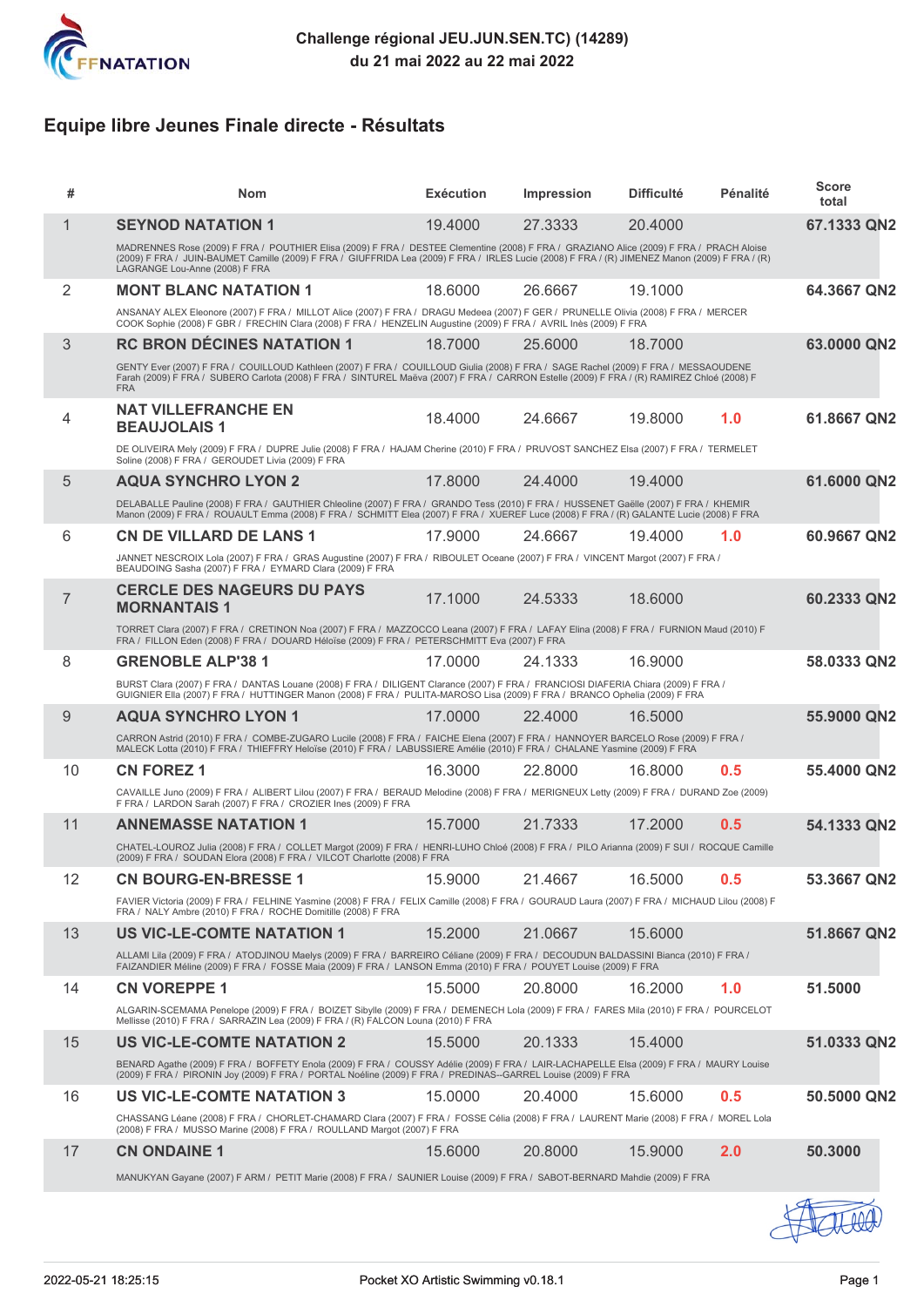**Challenge régional JEU.JUN.SEN.TC) (14289)**
**du 21 mai 2022 au 22 mai 2022**

## Equipe libre Jeunes Finale directe - Résultats

| # | Nom | Exécution | Impression | Difficulté | Pénalité | Score total |
|---|---|---|---|---|---|---|
| 1 | **SEYNOD NATATION 1** | 19.4000 | 27.3333 | 20.4000 | | **67.1333 QN2** |
| | MADRENNES Rose (2009) F FRA / POUTHIER Elisa (2009) F FRA / DESTEE Clementine (2008) F FRA / GRAZIANO Alice (2009) F FRA / PRACH Aloise (2009) F FRA / JUIN-BAUMET Camille (2009) F FRA / GIUFFRIDA Lea (2009) F FRA / IRLES Lucie (2008) F FRA / (R) JIMENEZ Manon (2009) F FRA / (R) LAGRANGE Lou-Anne (2008) F FRA | | | | | |
| 2 | **MONT BLANC NATATION 1** | 18.6000 | 26.6667 | 19.1000 | | **64.3667 QN2** |
| | ANSANAY ALEX Eleonore (2007) F FRA / MILLOT Alice (2007) F FRA / DRAGU Medeea (2007) F GER / PRUNELLE Olivia (2008) F FRA / MERCER COOK Sophie (2008) F GBR / FRECHIN Clara (2008) F FRA / HENZELIN Augustine (2009) F FRA / AVRIL Inès (2009) F FRA | | | | | |
| 3 | **RC BRON DÉCINES NATATION 1** | 18.7000 | 25.6000 | 18.7000 | | **63.0000 QN2** |
| | GENTY Ever (2007) F FRA / COUILLOUD Kathleen (2007) F FRA / COUILLOUD Giulia (2008) F FRA / SAGE Rachel (2009) F FRA / MESSAOUDENE Farah (2009) F FRA / SUBERO Carlota (2008) F FRA / SINTUREL Maëva (2007) F FRA / CARRON Estelle (2009) F FRA / (R) RAMIREZ Chloé (2008) F FRA | | | | | |
| 4 | **NAT VILLEFRANCHE EN BEAUJOLAIS 1** | 18.4000 | 24.6667 | 19.8000 | 1.0 | **61.8667 QN2** |
| | DE OLIVEIRA Mely (2009) F FRA / DUPRE Julie (2008) F FRA / HAJAM Cherine (2010) F FRA / PRUVOST SANCHEZ Elsa (2007) F FRA / TERMELET Soline (2008) F FRA / GEROUDET Livia (2009) F FRA | | | | | |
| 5 | **AQUA SYNCHRO LYON 2** | 17.8000 | 24.4000 | 19.4000 | | **61.6000 QN2** |
| | DELABALLE Pauline (2008) F FRA / GAUTHIER Chleoline (2007) F FRA / GRANDO Tess (2010) F FRA / HUSSENET Gaëlle (2007) F FRA / KHEMIR Manon (2009) F FRA / ROUAULT Emma (2008) F FRA / SCHMITT Elea (2007) F FRA / XUEREF Luce (2008) F FRA / (R) GALANTE Lucie (2008) F FRA | | | | | |
| 6 | **CN DE VILLARD DE LANS 1** | 17.9000 | 24.6667 | 19.4000 | 1.0 | **60.9667 QN2** |
| | JANNET NESCROIX Lola (2007) F FRA / GRAS Augustine (2007) F FRA / RIBOULET Oceane (2007) F FRA / VINCENT Margot (2007) F FRA / BEAUDOING Sasha (2007) F FRA / EYMARD Clara (2009) F FRA | | | | | |
| 7 | **CERCLE DES NAGEURS DU PAYS MORNANTAIS 1** | 17.1000 | 24.5333 | 18.6000 | | **60.2333 QN2** |
| | TORRET Clara (2007) F FRA / CRETINON Noa (2007) F FRA / MAZZOCCO Leana (2007) F FRA / LAFAY Elina (2008) F FRA / FURNION Maud (2010) F FRA / FILLON Eden (2008) F FRA / DOUARD Héloïse (2009) F FRA / PETERSCHMITT Eva (2007) F FRA | | | | | |
| 8 | **GRENOBLE ALP'38 1** | 17.0000 | 24.1333 | 16.9000 | | **58.0333 QN2** |
| | BURST Clara (2007) F FRA / DANTAS Louane (2008) F FRA / DILIGENT Clarance (2007) F FRA / FRANCIOSI DIAFERIA Chiara (2009) F FRA / GUIGNIER Ella (2007) F FRA / HUTTINGER Manon (2008) F FRA / PULITA-MAROSO Lisa (2009) F FRA / BRANCO Ophelia (2009) F FRA | | | | | |
| 9 | **AQUA SYNCHRO LYON 1** | 17.0000 | 22.4000 | 16.5000 | | **55.9000 QN2** |
| | CARRON Astrid (2010) F FRA / COMBE-ZUGARO Lucile (2008) F FRA / FAICHE Elena (2007) F FRA / HANNOYER BARCELO Rose (2009) F FRA / MALECK Lotta (2010) F FRA / THIEFFRY Heloïse (2010) F FRA / LABUSSIERE Amélie (2010) F FRA / CHALANE Yasmine (2009) F FRA | | | | | |
| 10 | **CN FOREZ 1** | 16.3000 | 22.8000 | 16.8000 | 0.5 | **55.4000 QN2** |
| | CAVAILLE Juno (2009) F FRA / ALIBERT Lilou (2007) F FRA / BERAUD Melodine (2008) F FRA / MERIGNEUX Letty (2009) F FRA / DURAND Zoe (2009) F FRA / LARDON Sarah (2007) F FRA / CROZIER Ines (2009) F FRA | | | | | |
| 11 | **ANNEMASSE NATATION 1** | 15.7000 | 21.7333 | 17.2000 | 0.5 | **54.1333 QN2** |
| | CHATEL-LOUROZ Julia (2008) F FRA / COLLET Margot (2009) F FRA / HENRI-LUHO Chloé (2008) F FRA / PILO Arianna (2009) F SUI / ROCQUE Camille (2009) F FRA / SOUDAN Elora (2008) F FRA / VILCOT Charlotte (2008) F FRA | | | | | |
| 12 | **CN BOURG-EN-BRESSE 1** | 15.9000 | 21.4667 | 16.5000 | 0.5 | **53.3667 QN2** |
| | FAVIER Victoria (2009) F FRA / FELHINE Yasmine (2008) F FRA / FELIX Camille (2008) F FRA / GOURAUD Laura (2007) F FRA / MICHAUD Lilou (2008) F FRA / NALY Ambre (2010) F FRA / ROCHE Domitille (2008) F FRA | | | | | |
| 13 | **US VIC-LE-COMTE NATATION 1** | 15.2000 | 21.0667 | 15.6000 | | **51.8667 QN2** |
| | ALLAMI Lila (2009) F FRA / ATODJINOU Maelys (2009) F FRA / BARREIRO Céliane (2009) F FRA / DECOUDUN BALDASSINI Bianca (2010) F FRA / FAIZANDIER Méline (2009) F FRA / FOSSE Maia (2009) F FRA / LANSON Emma (2010) F FRA / POUYET Louise (2009) F FRA | | | | | |
| 14 | **CN VOREPPE 1** | 15.5000 | 20.8000 | 16.2000 | 1.0 | **51.5000** |
| | ALGARIN-SCEMAMA Penelope (2009) F FRA / BOIZET Sibylle (2009) F FRA / DEMENECH Lola (2009) F FRA / FARES Mila (2010) F FRA / POURCELOT Mellisse (2010) F FRA / SARRAZIN Lea (2009) F FRA / (R) FALCON Louna (2010) F FRA | | | | | |
| 15 | **US VIC-LE-COMTE NATATION 2** | 15.5000 | 20.1333 | 15.4000 | | **51.0333 QN2** |
| | BENARD Agathe (2009) F FRA / BOFFETY Enola (2009) F FRA / COUSSY Adélie (2009) F FRA / LAIR-LACHAPELLE Elsa (2009) F FRA / MAURY Louise (2009) F FRA / PIRONIN Joy (2009) F FRA / PORTAL Noéline (2009) F FRA / PREDINAS--GARREL Louise (2009) F FRA | | | | | |
| 16 | **US VIC-LE-COMTE NATATION 3** | 15.0000 | 20.4000 | 15.6000 | 0.5 | **50.5000 QN2** |
| | CHASSANG Léane (2008) F FRA / CHORLET-CHAMARD Clara (2007) F FRA / FOSSE Célia (2008) F FRA / LAURENT Marie (2008) F FRA / MOREL Lola (2008) F FRA / MUSSO Marine (2008) F FRA / ROULLAND Margot (2007) F FRA | | | | | |
| 17 | **CN ONDAINE 1** | 15.6000 | 20.8000 | 15.9000 | 2.0 | **50.3000** |
| | MANUKYAN Gayane (2007) F ARM / PETIT Marie (2008) F FRA / SAUNIER Louise (2009) F FRA / SABOT-BERNARD Mahdie (2009) F FRA | | | | | |

2022-05-21 18:25:15 Pocket XO Artistic Swimming v0.18.1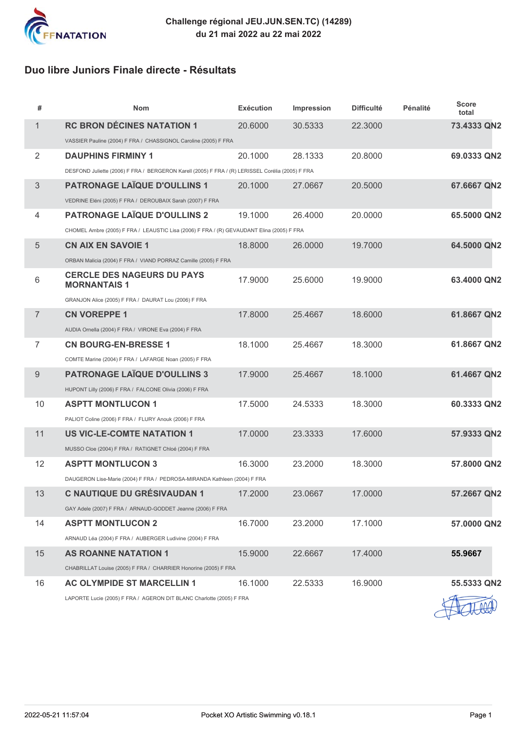**Challenge régional JEU.JUN.SEN.TC) (14289)**
**du 21 mai 2022 au 22 mai 2022**

## Duo libre Juniors Finale directe - Résultats

| # | Nom | Exécution | Impression | Difficulté | Pénalité | Score total |
|---|---|---|---|---|---|---|
| 1 | **RC BRON DÉCINES NATATION 1**<br>VASSIER Pauline (2004) F FRA / CHASSIGNOL Caroline (2005) F FRA | 20.6000 | 30.5333 | 22.3000 | | **73.4333 QN2** |
| 2 | **DAUPHINS FIRMINY 1**<br>DESFOND Juliette (2006) F FRA / BERGERON Karell (2005) F FRA / (R) LERISSEL Corélia (2005) F FRA | 20.1000 | 28.1333 | 20.8000 | | **69.0333 QN2** |
| 3 | **PATRONAGE LAÏQUE D'OULLINS 1**<br>VEDRINE Eléni (2005) F FRA / DEROUBAIX Sarah (2007) F FRA | 20.1000 | 27.0667 | 20.5000 | | **67.6667 QN2** |
| 4 | **PATRONAGE LAÏQUE D'OULLINS 2**<br>CHOMEL Ambre (2005) F FRA / LEAUSTIC Lisa (2006) F FRA / (R) GEVAUDANT Elina (2005) F FRA | 19.1000 | 26.4000 | 20.0000 | | **65.5000 QN2** |
| 5 | **CN AIX EN SAVOIE 1**<br>ORBAN Malicia (2004) F FRA / VIAND PORRAZ Camille (2005) F FRA | 18.8000 | 26.0000 | 19.7000 | | **64.5000 QN2** |
| 6 | **CERCLE DES NAGEURS DU PAYS MORNANTAIS 1**<br>GRANJON Alice (2005) F FRA / DAURAT Lou (2006) F FRA | 17.9000 | 25.6000 | 19.9000 | | **63.4000 QN2** |
| 7 | **CN VOREPPE 1**<br>AUDIA Ornella (2004) F FRA / VIRONE Eva (2004) F FRA | 17.8000 | 25.4667 | 18.6000 | | **61.8667 QN2** |
| 7 | **CN BOURG-EN-BRESSE 1**<br>COMTE Marine (2004) F FRA / LAFARGE Noan (2005) F FRA | 18.1000 | 25.4667 | 18.3000 | | **61.8667 QN2** |
| 9 | **PATRONAGE LAÏQUE D'OULLINS 3**<br>HUPONT Lilly (2006) F FRA / FALCONE Olivia (2006) F FRA | 17.9000 | 25.4667 | 18.1000 | | **61.4667 QN2** |
| 10 | **ASPTT MONTLUCON 1**<br>PALIOT Coline (2006) F FRA / FLURY Anouk (2006) F FRA | 17.5000 | 24.5333 | 18.3000 | | **60.3333 QN2** |
| 11 | **US VIC-LE-COMTE NATATION 1**<br>MUSSO Cloe (2004) F FRA / RATIGNET Chloé (2004) F FRA | 17.0000 | 23.3333 | 17.6000 | | **57.9333 QN2** |
| 12 | **ASPTT MONTLUCON 3**<br>DAUGERON Lise-Marie (2004) F FRA / PEDROSA-MIRANDA Kathleen (2004) F FRA | 16.3000 | 23.2000 | 18.3000 | | **57.8000 QN2** |
| 13 | **C NAUTIQUE DU GRÉSIVAUDAN 1**<br>GAY Adele (2007) F FRA / ARNAUD-GODDET Jeanne (2006) F FRA | 17.2000 | 23.0667 | 17.0000 | | **57.2667 QN2** |
| 14 | **ASPTT MONTLUCON 2**<br>ARNAUD Léa (2004) F FRA / AUBERGER Ludivine (2004) F FRA | 16.7000 | 23.2000 | 17.1000 | | **57.0000 QN2** |
| 15 | **AS ROANNE NATATION 1**<br>CHABRILLAT Louise (2005) F FRA / CHARRIER Honorine (2005) F FRA | 15.9000 | 22.6667 | 17.4000 | | **55.9667** |
| 16 | **AC OLYMPIDE ST MARCELLIN 1**<br>LAPORTE Lucie (2005) F FRA / AGERON DIT BLANC Charlotte (2005) F FRA | 16.1000 | 22.5333 | 16.9000 | | **55.5333 QN2** |

2022-05-21 11:57:04 — Pocket XO Artistic Swimming v0.18.1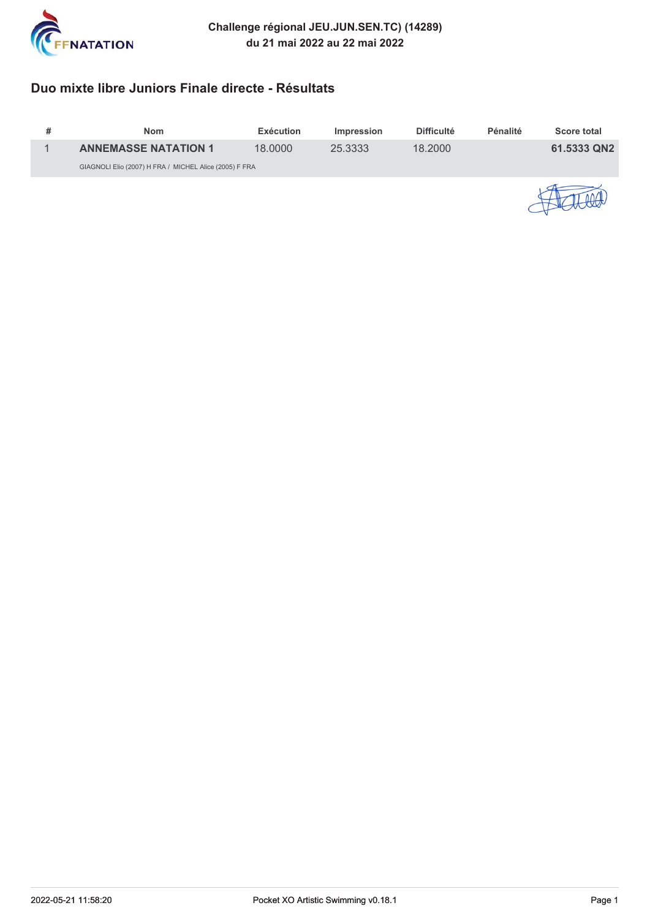**Challenge régional JEU.JUN.SEN.TC) (14289)**
**du 21 mai 2022 au 22 mai 2022**

## Duo mixte libre Juniors Finale directe - Résultats

| # | Nom | Exécution | Impression | Difficulté | Pénalité | Score total |
|---|---|---|---|---|---|---|
| 1 | **ANNEMASSE NATATION 1** | 18.0000 | 25.3333 | 18.2000 | | **61.5333 QN2** |
| | GIAGNOLI Elio (2007) H FRA / MICHEL Alice (2005) F FRA | | | | | |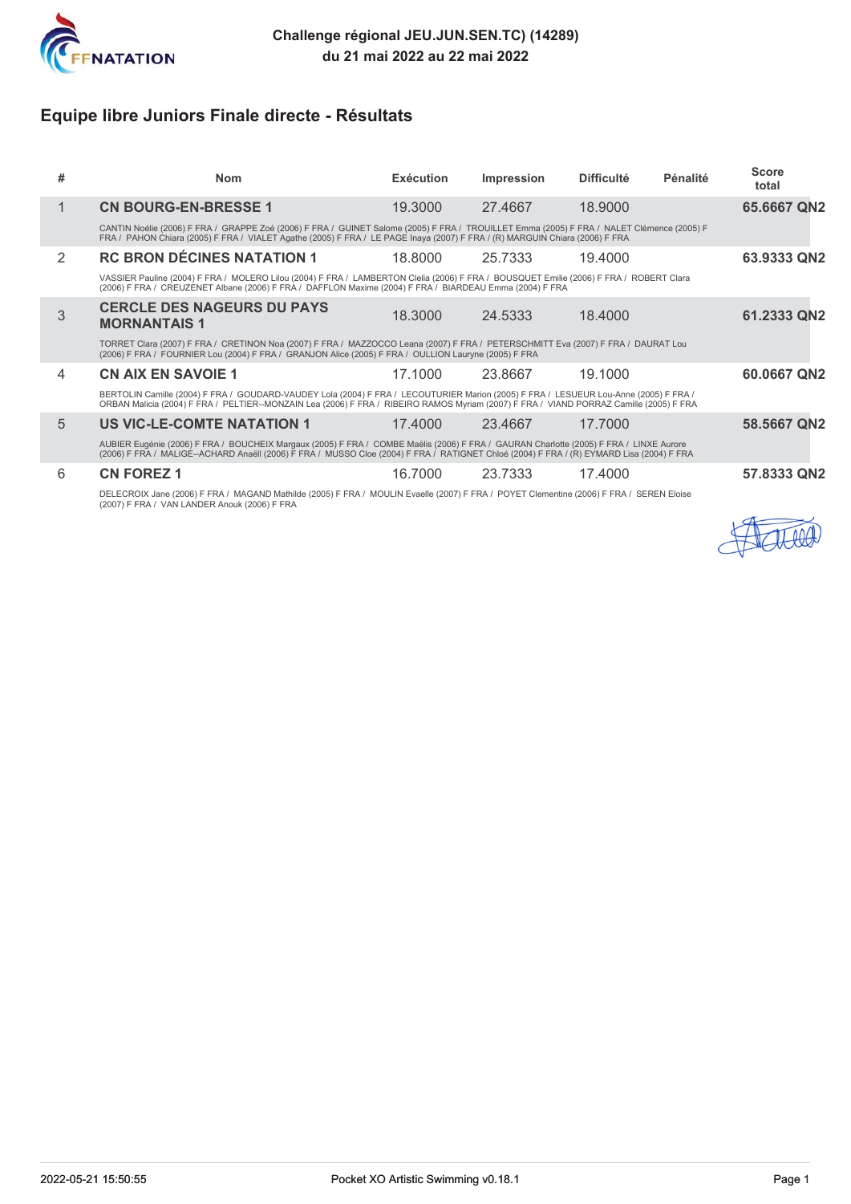**Challenge régional JEU.JUN.SEN.TC) (14289)**
**du 21 mai 2022 au 22 mai 2022**

## Equipe libre Juniors Finale directe - Résultats

| # | Nom | Exécution | Impression | Difficulté | Pénalité | Score total |
|---|---|---|---|---|---|---|
| 1 | **CN BOURG-EN-BRESSE 1** | 19.3000 | 27.4667 | 18.9000 | | **65.6667 QN2** |
| | CANTIN Noélie (2006) F FRA / GRAPPE Zoé (2006) F FRA / GUINET Salome (2005) F FRA / TROUILLET Emma (2005) F FRA / NALET Clémence (2005) F FRA / PAHON Chiara (2005) F FRA / VIALET Agathe (2005) F FRA / LE PAGE Inaya (2007) F FRA / (R) MARGUIN Chiara (2006) F FRA | | | | | |
| 2 | **RC BRON DÉCINES NATATION 1** | 18.8000 | 25.7333 | 19.4000 | | **63.9333 QN2** |
| | VASSIER Pauline (2004) F FRA / MOLERO Lilou (2004) F FRA / LAMBERTON Clelia (2006) F FRA / BOUSQUET Emilie (2006) F FRA / ROBERT Clara (2006) F FRA / CREUZENET Albane (2006) F FRA / DAFFLON Maxime (2004) F FRA / BIARDEAU Emma (2004) F FRA | | | | | |
| 3 | **CERCLE DES NAGEURS DU PAYS MORNANTAIS 1** | 18.3000 | 24.5333 | 18.4000 | | **61.2333 QN2** |
| | TORRET Clara (2007) F FRA / CRETINON Noa (2007) F FRA / MAZZOCCO Leana (2007) F FRA / PETERSCHMITT Eva (2007) F FRA / DAURAT Lou (2006) F FRA / FOURNIER Lou (2004) F FRA / GRANJON Alice (2005) F FRA / OULLION Lauryne (2005) F FRA | | | | | |
| 4 | **CN AIX EN SAVOIE 1** | 17.1000 | 23.8667 | 19.1000 | | **60.0667 QN2** |
| | BERTOLIN Camille (2004) F FRA / GOUDARD-VAUDEY Lola (2004) F FRA / LECOUTURIER Marion (2005) F FRA / LESUEUR Lou-Anne (2005) F FRA / ORBAN Malicia (2004) F FRA / PELTIER--MONZAIN Lea (2006) F FRA / RIBEIRO RAMOS Myriam (2007) F FRA / VIAND PORRAZ Camille (2005) F FRA | | | | | |
| 5 | **US VIC-LE-COMTE NATATION 1** | 17.4000 | 23.4667 | 17.7000 | | **58.5667 QN2** |
| | AUBIER Eugénie (2006) F FRA / BOUCHEIX Margaux (2005) F FRA / COMBE Maëlis (2006) F FRA / GAURAN Charlotte (2005) F FRA / LINXE Aurore (2006) F FRA / MALIGE--ACHARD Anaëll (2006) F FRA / MUSSO Cloe (2004) F FRA / RATIGNET Chloé (2004) F FRA / (R) EYMARD Lisa (2004) F FRA | | | | | |
| 6 | **CN FOREZ 1** | 16.7000 | 23.7333 | 17.4000 | | **57.8333 QN2** |
| | DELECROIX Jane (2006) F FRA / MAGAND Mathilde (2005) F FRA / MOULIN Evaelle (2007) F FRA / POYET Clementine (2006) F FRA / SEREN Eloise (2007) F FRA / VAN LANDER Anouk (2006) F FRA | | | | | |

2022-05-21 15:50:55 Pocket XO Artistic Swimming v0.18.1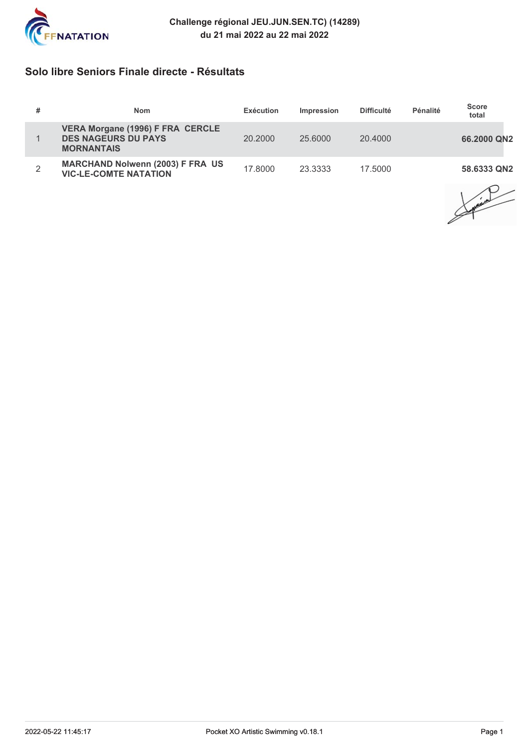Challenge régional JEU.JUN.SEN.TC) (14289)
du 21 mai 2022 au 22 mai 2022

## Solo libre Seniors Finale directe - Résultats

| # | Nom | Exécution | Impression | Difficulté | Pénalité | Score total |
|---|---|---|---|---|---|---|
| 1 | **VERA Morgane (1996) F FRA CERCLE DES NAGEURS DU PAYS MORNANTAIS** | 20.2000 | 25.6000 | 20.4000 | | **66.2000 QN2** |
| 2 | **MARCHAND Nolwenn (2003) F FRA US VIC-LE-COMTE NATATION** | 17.8000 | 23.3333 | 17.5000 | | **58.6333 QN2** |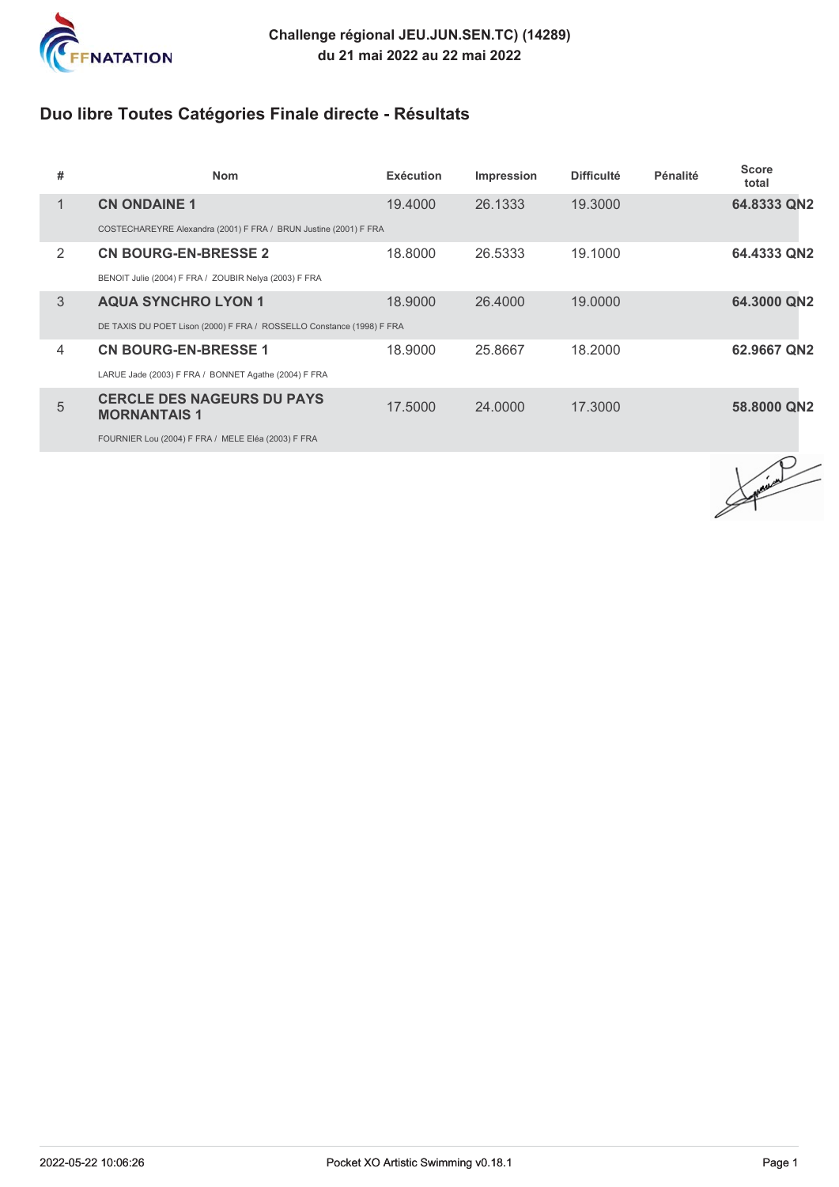**Challenge régional JEU.JUN.SEN.TC) (14289)**
**du 21 mai 2022 au 22 mai 2022**

## Duo libre Toutes Catégories Finale directe - Résultats

| # | Nom | Exécution | Impression | Difficulté | Pénalité | Score total |
|---|---|---|---|---|---|---|
| 1 | **CN ONDAINE 1**<br>COSTECHAREYRE Alexandra (2001) F FRA / BRUN Justine (2001) F FRA | 19.4000 | 26.1333 | 19.3000 | | **64.8333 QN2** |
| 2 | **CN BOURG-EN-BRESSE 2**<br>BENOIT Julie (2004) F FRA / ZOUBIR Nelya (2003) F FRA | 18.8000 | 26.5333 | 19.1000 | | **64.4333 QN2** |
| 3 | **AQUA SYNCHRO LYON 1**<br>DE TAXIS DU POET Lison (2000) F FRA / ROSSELLO Constance (1998) F FRA | 18.9000 | 26.4000 | 19.0000 | | **64.3000 QN2** |
| 4 | **CN BOURG-EN-BRESSE 1**<br>LARUE Jade (2003) F FRA / BONNET Agathe (2004) F FRA | 18.9000 | 25.8667 | 18.2000 | | **62.9667 QN2** |
| 5 | **CERCLE DES NAGEURS DU PAYS MORNANTAIS 1**<br>FOURNIER Lou (2004) F FRA / MELE Eléa (2003) F FRA | 17.5000 | 24.0000 | 17.3000 | | **58.8000 QN2** |

2022-05-22 10:06:26 — Pocket XO Artistic Swimming v0.18.1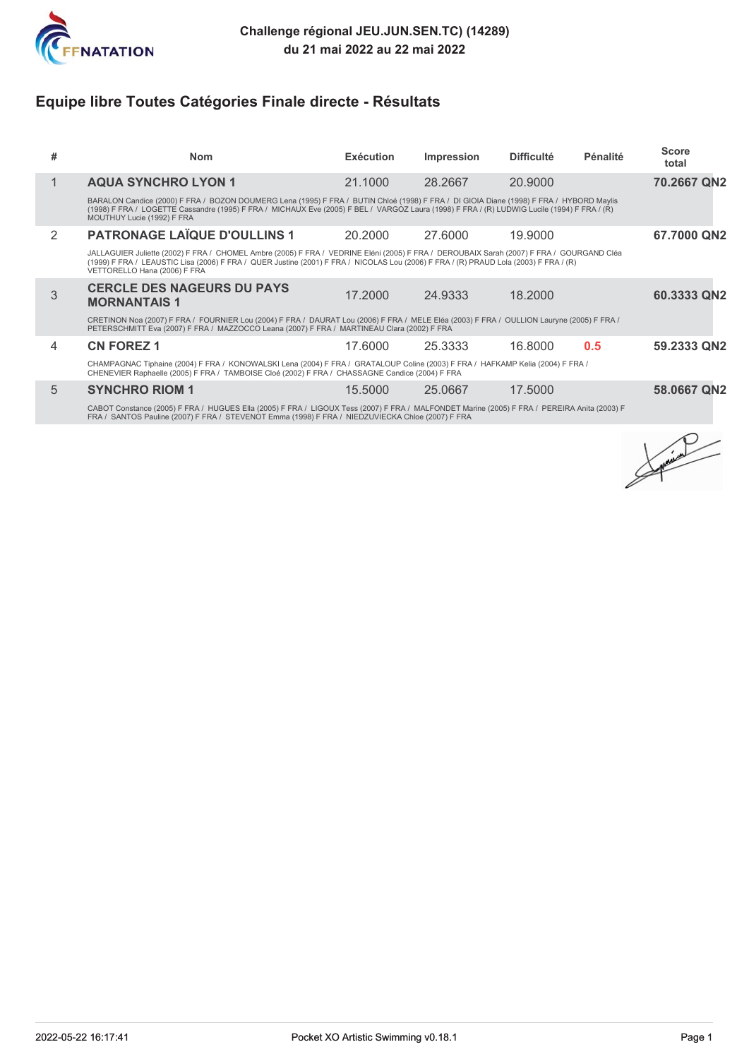**Challenge régional JEU.JUN.SEN.TC) (14289)**
**du 21 mai 2022 au 22 mai 2022**

## Equipe libre Toutes Catégories Finale directe - Résultats

| # | Nom | Exécution | Impression | Difficulté | Pénalité | Score total |
|---|---|---|---|---|---|---|
| 1 | **AQUA SYNCHRO LYON 1** | 21.1000 | 28.2667 | 20.9000 | | **70.2667 QN2** |
| | BARALON Candice (2000) F FRA / BOZON DOUMERG Lena (1995) F FRA / BUTIN Chloé (1998) F FRA / DI GIOIA Diane (1998) F FRA / HYBORD Maylis (1998) F FRA / LOGETTE Cassandre (1995) F FRA / MICHAUX Eve (2005) F BEL / VARGOZ Laura (1998) F FRA / (R) LUDWIG Lucile (1994) F FRA / (R) MOUTHUY Lucie (1992) F FRA | | | | | |
| 2 | **PATRONAGE LAÏQUE D'OULLINS 1** | 20.2000 | 27.6000 | 19.9000 | | **67.7000 QN2** |
| | JALLAGUIER Juliette (2002) F FRA / CHOMEL Ambre (2005) F FRA / VEDRINE Eléni (2005) F FRA / DEROUBAIX Sarah (2007) F FRA / GOURGAND Cléa (1999) F FRA / LEAUSTIC Lisa (2006) F FRA / QUER Justine (2001) F FRA / NICOLAS Lou (2006) F FRA / (R) PRAUD Lola (2003) F FRA / (R) VETTORELLO Hana (2006) F FRA | | | | | |
| 3 | **CERCLE DES NAGEURS DU PAYS MORNANTAIS 1** | 17.2000 | 24.9333 | 18.2000 | | **60.3333 QN2** |
| | CRETINON Noa (2007) F FRA / FOURNIER Lou (2004) F FRA / DAURAT Lou (2006) F FRA / MELE Eléa (2003) F FRA / OULLION Lauryne (2005) F FRA / PETERSCHMITT Eva (2007) F FRA / MAZZOCCO Leana (2007) F FRA / MARTINEAU Clara (2002) F FRA | | | | | |
| 4 | **CN FOREZ 1** | 17.6000 | 25.3333 | 16.8000 | 0.5 | **59.2333 QN2** |
| | CHAMPAGNAC Tiphaine (2004) F FRA / KONOWALSKI Lena (2004) F FRA / GRATALOUP Coline (2003) F FRA / HAFKAMP Kelia (2004) F FRA / CHENEVIER Raphaelle (2005) F FRA / TAMBOISE Cloé (2002) F FRA / CHASSAGNE Candice (2004) F FRA | | | | | |
| 5 | **SYNCHRO RIOM 1** | 15.5000 | 25.0667 | 17.5000 | | **58.0667 QN2** |
| | CABOT Constance (2005) F FRA / HUGUES Ella (2005) F FRA / LIGOUX Tess (2007) F FRA / MALFONDET Marine (2005) F FRA / PEREIRA Anita (2003) F FRA / SANTOS Pauline (2007) F FRA / STEVENOT Emma (1998) F FRA / NIEDZUVIECKA Chloe (2007) F FRA | | | | | |

2022-05-22 16:17:41 Pocket XO Artistic Swimming v0.18.1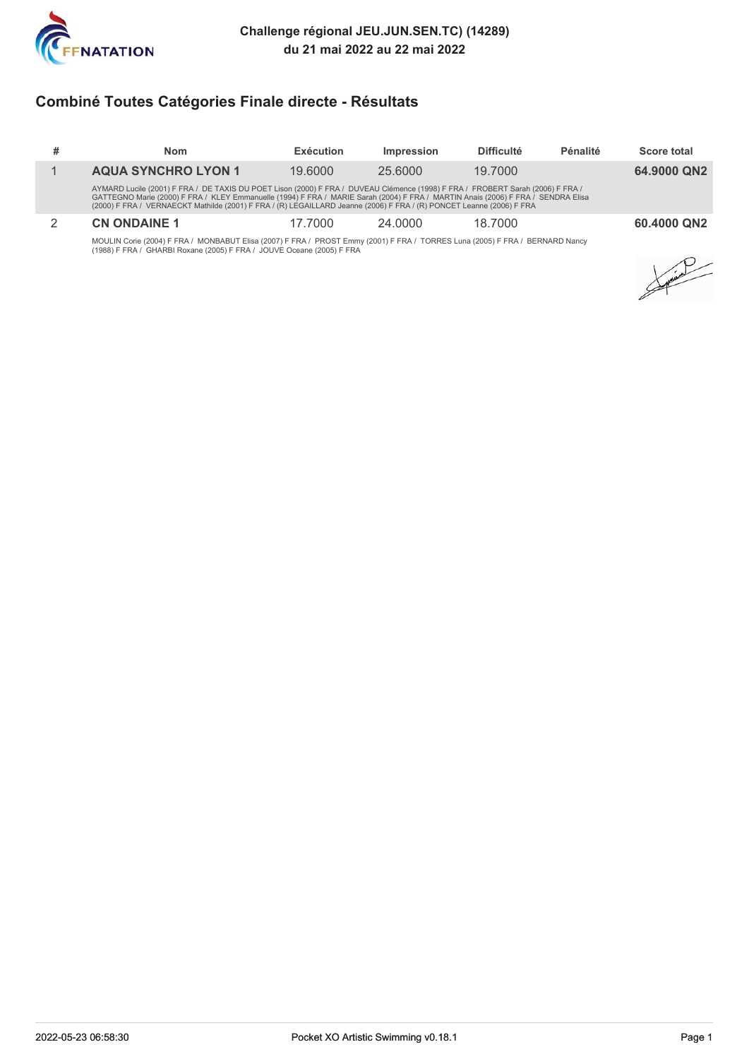**Challenge régional JEU.JUN.SEN.TC) (14289)**
**du 21 mai 2022 au 22 mai 2022**

## Combiné Toutes Catégories Finale directe - Résultats

| # | Nom | Exécution | Impression | Difficulté | Pénalité | Score total |
|---|---|---|---|---|---|---|
| 1 | **AQUA SYNCHRO LYON 1** | 19.6000 | 25.6000 | 19.7000 | | **64.9000 QN2** |
| | AYMARD Lucile (2001) F FRA / DE TAXIS DU POET Lison (2000) F FRA / DUVEAU Clémence (1998) F FRA / FROBERT Sarah (2006) F FRA / GATTEGNO Marie (2000) F FRA / KLEY Emmanuelle (1994) F FRA / MARIE Sarah (2004) F FRA / MARTIN Anais (2006) F FRA / SENDRA Elisa (2000) F FRA / VERNAECKT Mathilde (2001) F FRA / (R) LEGAILLARD Jeanne (2006) F FRA / (R) PONCET Leanne (2006) F FRA | | | | | |
| 2 | **CN ONDAINE 1** | 17.7000 | 24.0000 | 18.7000 | | **60.4000 QN2** |
| | MOULIN Corie (2004) F FRA / MONBABUT Elisa (2007) F FRA / PROST Emmy (2001) F FRA / TORRES Luna (2005) F FRA / BERNARD Nancy (1988) F FRA / GHARBI Roxane (2005) F FRA / JOUVE Oceane (2005) F FRA | | | | | |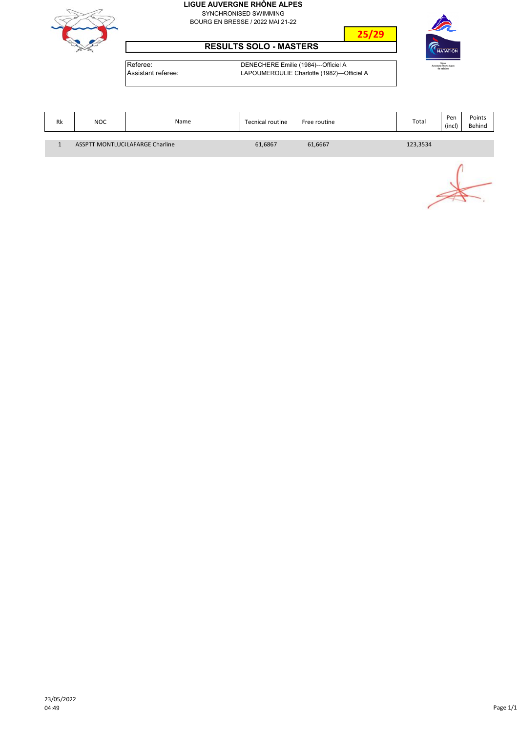**LIGUE AUVERGNE RHÔNE ALPES**
SYNCHRONISED SWIMMING
BOURG EN BRESSE / 2022 MAI 21-22

**25/29**

## RESULTS SOLO - MASTERS

| | |
|---|---|
| Referee: | DENECHERE Emilie (1984)---Officiel A |
| Assistant referee: | LAPOUMEROULIE Charlotte (1982)---Officiel A |

| Rk | NOC | Name | Tecnical routine | Free routine | Total | Pen (incl) | Points Behind |
|---|---|---|---|---|---|---|---|
| 1 | ASSPTT MONTLUC( | LAFARGE Charline | 61,6867 | 61,6667 | 123,3534 | | |

23/05/2022
04:49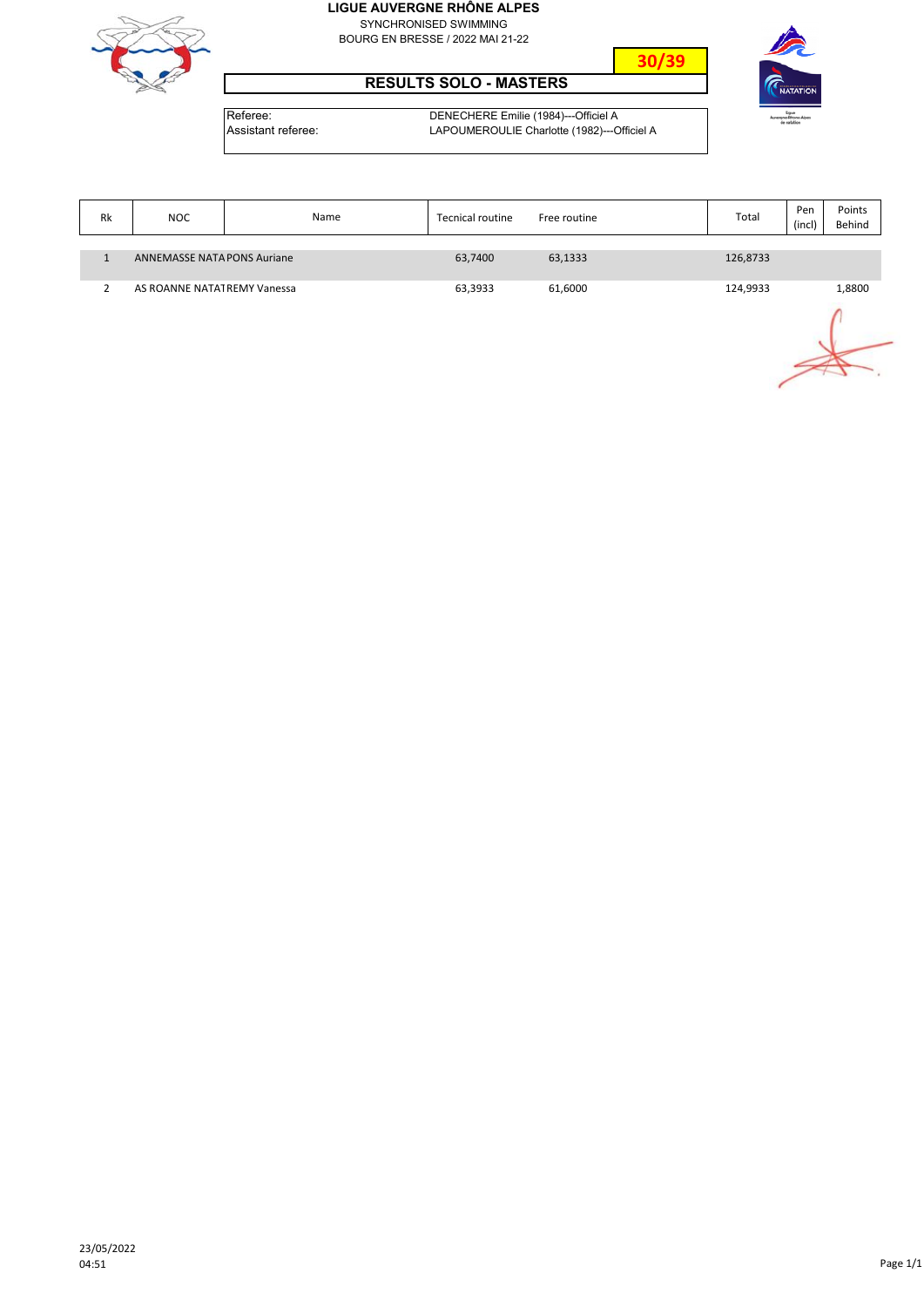**LIGUE AUVERGNE RHÔNE ALPES**

SYNCHRONISED SWIMMING

BOURG EN BRESSE / 2022 MAI 21-22

**30/39**

## RESULTS SOLO - MASTERS

| | |
|---|---|
| Referee: | DENECHERE Emilie (1984)---Officiel A |
| Assistant referee: | LAPOUMEROULIE Charlotte (1982)---Officiel A |

| Rk | NOC | Name | Tecnical routine | Free routine | Total | Pen (incl) | Points Behind |
|---|---|---|---|---|---|---|---|
| 1 | ANNEMASSE NATA | PONS Auriane | 63,7400 | 63,1333 | 126,8733 | | |
| 2 | AS ROANNE NATAT | REMY Vanessa | 63,3933 | 61,6000 | 124,9933 | | 1,8800 |

23/05/2022
04:51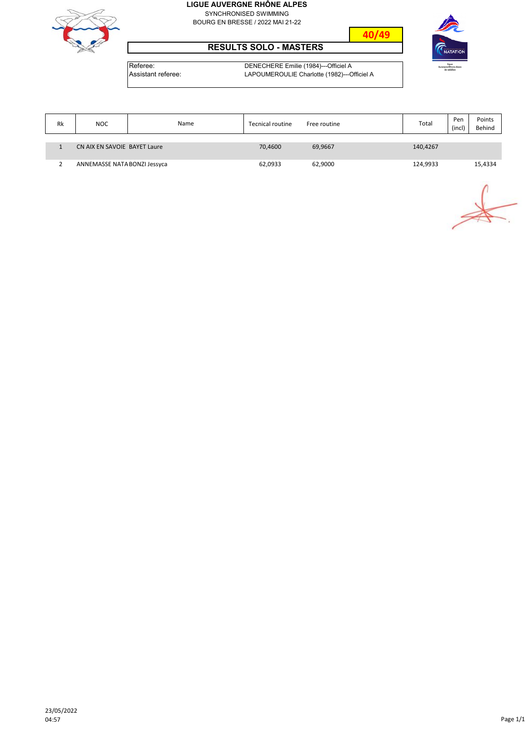**LIGUE AUVERGNE RHÔNE ALPES**

SYNCHRONISED SWIMMING

BOURG EN BRESSE / 2022 MAI 21-22

**40/49**

## RESULTS SOLO - MASTERS

| | |
|---|---|
| Referee: | DENECHERE Emilie (1984)---Officiel A |
| Assistant referee: | LAPOUMEROULIE Charlotte (1982)---Officiel A |

| Rk | NOC | Name | Tecnical routine | Free routine | Total | Pen (incl) | Points Behind |
|---|---|---|---|---|---|---|---|
| 1 | CN AIX EN SAVOIE | BAYET Laure | 70,4600 | 69,9667 | 140,4267 | | |
| 2 | ANNEMASSE NATA | BONZI Jessyca | 62,0933 | 62,9000 | 124,9933 | | 15,4334 |

23/05/2022
04:57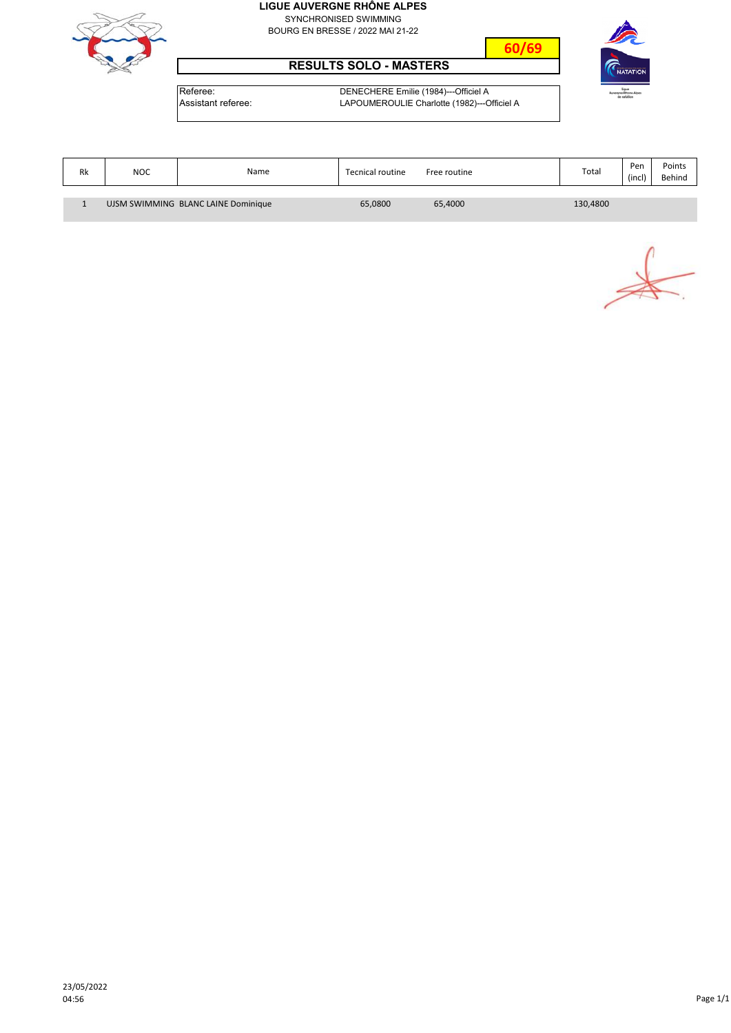**LIGUE AUVERGNE RHÔNE ALPES**

SYNCHRONISED SWIMMING

BOURG EN BRESSE / 2022 MAI 21-22

**60/69**

## RESULTS SOLO - MASTERS

| Referee: | DENECHERE Emilie (1984)---Officiel A |
|---|---|
| Assistant referee: | LAPOUMEROULIE Charlotte (1982)---Officiel A |

| Rk | NOC | Name | Tecnical routine | Free routine | Total | Pen (incl) | Points Behind |
|---|---|---|---|---|---|---|---|
| 1 | UJSM SWIMMING | BLANC LAINE Dominique | 65,0800 | 65,4000 | 130,4800 | | |

23/05/2022
04:56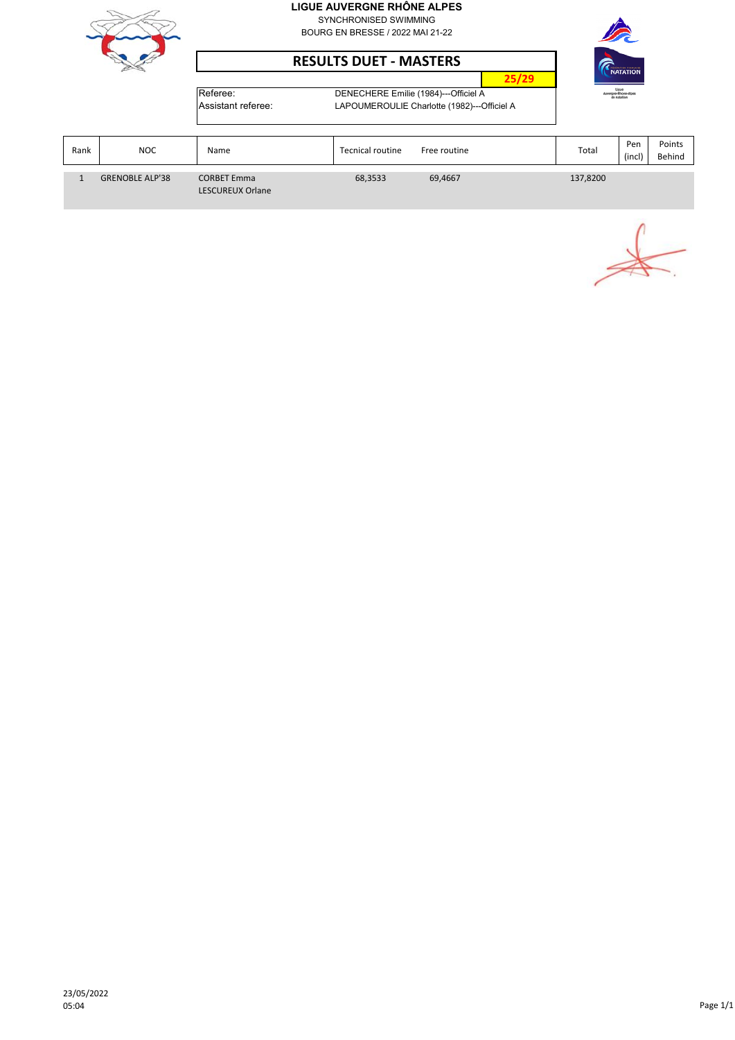**LIGUE AUVERGNE RHÔNE ALPES**

SYNCHRONISED SWIMMING

BOURG EN BRESSE / 2022 MAI 21-22

# RESULTS DUET - MASTERS

**25/29**

Referee: DENECHERE Emilie (1984)---Officiel A

Assistant referee: LAPOUMEROULIE Charlotte (1982)---Officiel A

| Rank | NOC | Name | Tecnical routine | Free routine | Total | Pen (incl) | Points Behind |
|---|---|---|---|---|---|---|---|
| 1 | GRENOBLE ALP'38 | CORBET Emma<br>LESCUREUX Orlane | 68,3533 | 69,4667 | 137,8200 | | |

23/05/2022
05:04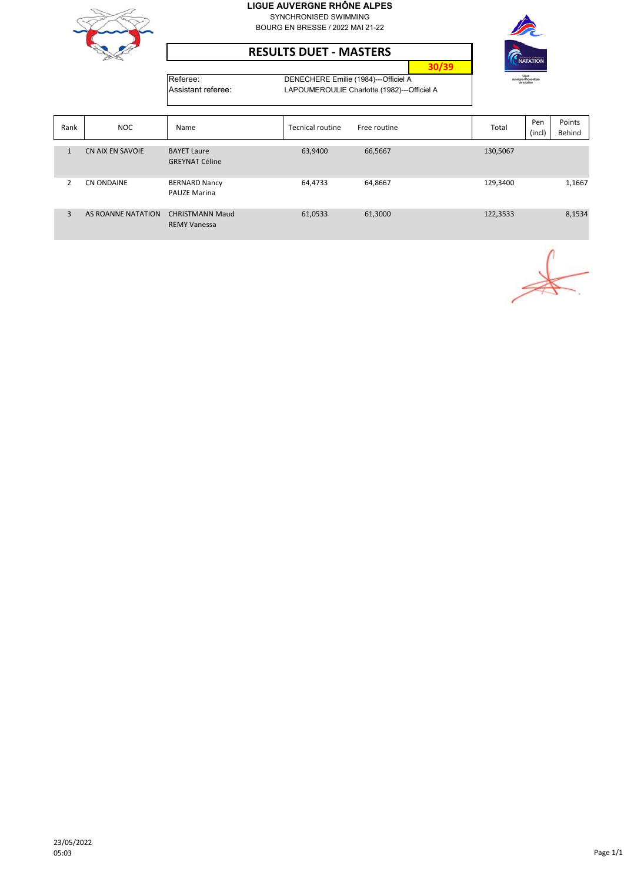**LIGUE AUVERGNE RHÔNE ALPES**

SYNCHRONISED SWIMMING

BOURG EN BRESSE / 2022 MAI 21-22

# RESULTS DUET - MASTERS

**30/39**

| | |
|---|---|
| Referee: | DENECHERE Emilie (1984)---Officiel A |
| Assistant referee: | LAPOUMEROULIE Charlotte (1982)---Officiel A |

| Rank | NOC | Name | Tecnical routine | Free routine | Total | Pen (incl) | Points Behind |
|---|---|---|---|---|---|---|---|
| 1 | CN AIX EN SAVOIE | BAYET Laure<br>GREYNAT Céline | 63,9400 | 66,5667 | 130,5067 | | |
| 2 | CN ONDAINE | BERNARD Nancy<br>PAUZE Marina | 64,4733 | 64,8667 | 129,3400 | | 1,1667 |
| 3 | AS ROANNE NATATION | CHRISTMANN Maud<br>REMY Vanessa | 61,0533 | 61,3000 | 122,3533 | | 8,1534 |

23/05/2022
05:03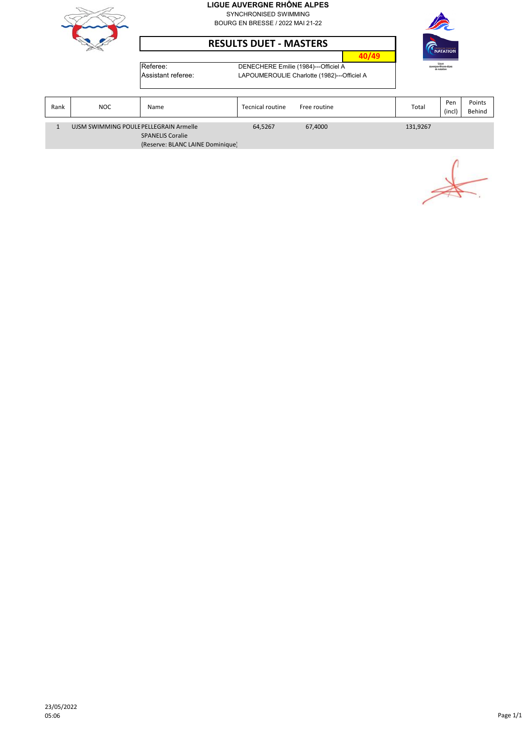**LIGUE AUVERGNE RHÔNE ALPES**

SYNCHRONISED SWIMMING

BOURG EN BRESSE / 2022 MAI 21-22

# RESULTS DUET - MASTERS

**40/49**

Referee: DENECHERE Emilie (1984)---Officiel A

Assistant referee: LAPOUMEROULIE Charlotte (1982)---Officiel A

| Rank | NOC | Name | Tecnical routine | Free routine | Total | Pen (incl) | Points Behind |
|---|---|---|---|---|---|---|---|
| 1 | UJSM SWIMMING POULE | PELLEGRAIN Armelle<br>SPANELIS Coralie<br>(Reserve: BLANC LAINE Dominique) | 64,5267 | 67,4000 | 131,9267 | | |

23/05/2022
05:06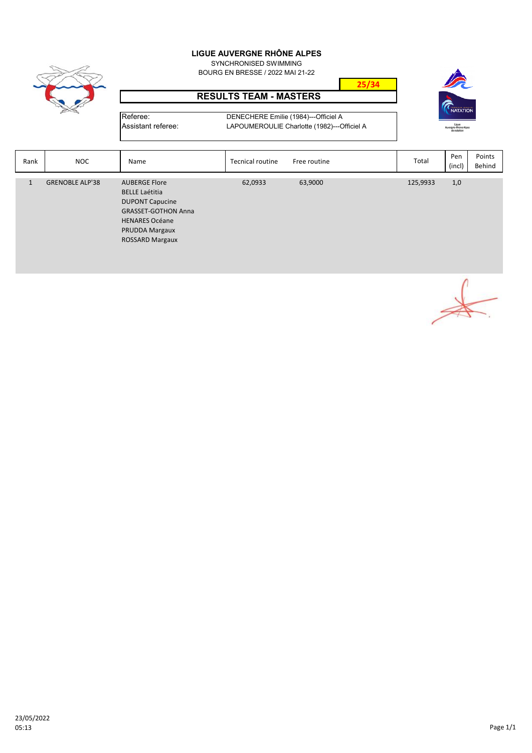# LIGUE AUVERGNE RHÔNE ALPES

SYNCHRONISED SWIMMING

BOURG EN BRESSE / 2022 MAI 21-22

**25/34**

## RESULTS TEAM - MASTERS

| | |
|---|---|
| Referee: | DENECHERE Emilie (1984)---Officiel A |
| Assistant referee: | LAPOUMEROULIE Charlotte (1982)---Officiel A |

| Rank | NOC | Name | Tecnical routine | Free routine | Total | Pen (incl) | Points Behind |
|---|---|---|---|---|---|---|---|
| 1 | GRENOBLE ALP'38 | AUBERGE Flore<br>BELLE Laétitia<br>DUPONT Capucine<br>GRASSET-GOTHON Anna<br>HENARES Océane<br>PRUDDA Margaux<br>ROSSARD Margaux | 62,0933 | 63,9000 | 125,9933 | 1,0 | |

23/05/2022
05:13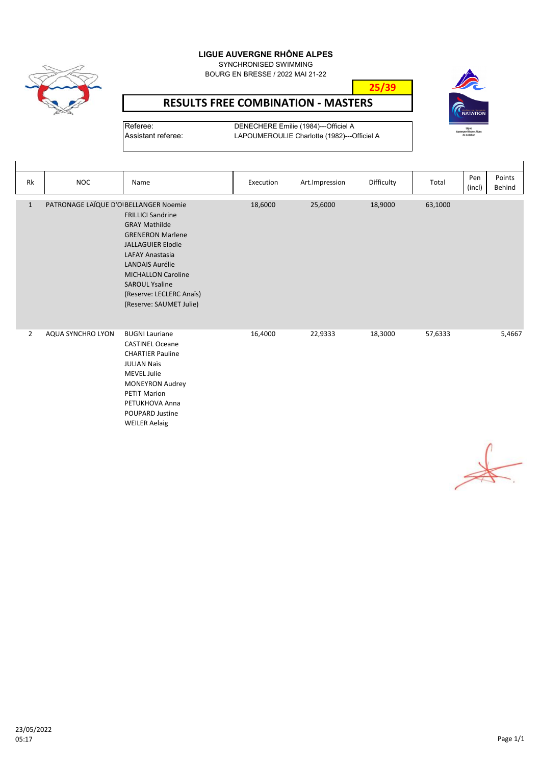**LIGUE AUVERGNE RHÔNE ALPES**
SYNCHRONISED SWIMMING
BOURG EN BRESSE / 2022 MAI 21-22

**25/39**

# RESULTS FREE COMBINATION - MASTERS

| | |
|---|---|
| Referee: | DENECHERE Emilie (1984)---Officiel A |
| Assistant referee: | LAPOUMEROULIE Charlotte (1982)---Officiel A |

| Rk | NOC | Name | Execution | Art.Impression | Difficulty | Total | Pen (incl) | Points Behind |
|---|---|---|---|---|---|---|---|---|
| 1 | PATRONAGE LAÏQUE D'OI | BELLANGER Noemie<br>FRILLICI Sandrine<br>GRAY Mathilde<br>GRENERON Marlene<br>JALLAGUIER Elodie<br>LAFAY Anastasia<br>LANDAIS Aurélie<br>MICHALLON Caroline<br>SAROUL Ysaline<br>(Reserve: LECLERC Anaïs)<br>(Reserve: SAUMET Julie) | 18,6000 | 25,6000 | 18,9000 | 63,1000 | | |
| 2 | AQUA SYNCHRO LYON | BUGNI Lauriane<br>CASTINEL Oceane<br>CHARTIER Pauline<br>JULIAN Naïs<br>MEVEL Julie<br>MONEYRON Audrey<br>PETIT Marion<br>PETUKHOVA Anna<br>POUPARD Justine<br>WEILER Aelaig | 16,4000 | 22,9333 | 18,3000 | 57,6333 | | 5,4667 |

23/05/2022
05:17